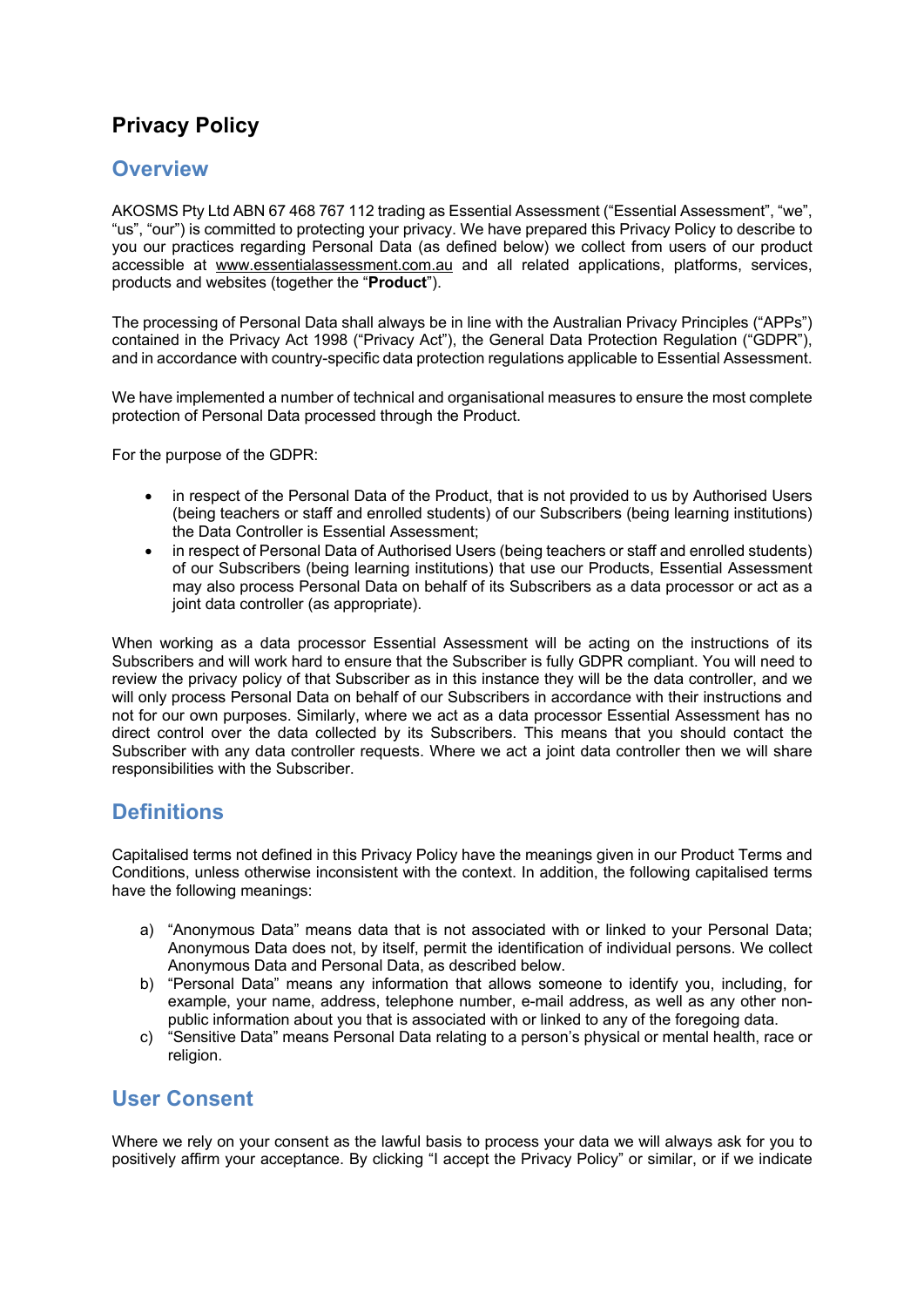# Privacy Policy

## Overview

AKOSMS Pty Ltd ABN 67 468 767 112 trading as Essential Assessment ("Essential Assessment", "we", "us", "our") is committed to protecting your privacy. We have prepared this Privacy Policy to describe to you our practices regarding Personal Data (as defined below) we collect from users of our product accessible at www.essentialassessment.com.au and all related applications, platforms, services, products and websites (together the "**Product**").

The processing of Personal Data shall always be in line with the Australian Privacy Principles ("APPs") contained in the Privacy Act 1998 ("Privacy Act"), the General Data Protection Regulation ("GDPR"), and in accordance with country-specific data protection regulations applicable to Essential Assessment.

We have implemented a number of technical and organisational measures to ensure the most complete protection of Personal Data processed through the Product.

For the purpose of the GDPR:

- in respect of the Personal Data of the Product, that is not provided to us by Authorised Users (being teachers or staff and enrolled students) of our Subscribers (being learning institutions) the Data Controller is Essential Assessment;
- in respect of Personal Data of Authorised Users (being teachers or staff and enrolled students) of our Subscribers (being learning institutions) that use our Products, Essential Assessment may also process Personal Data on behalf of its Subscribers as a data processor or act as a joint data controller (as appropriate).

When working as a data processor Essential Assessment will be acting on the instructions of its Subscribers and will work hard to ensure that the Subscriber is fully GDPR compliant. You will need to review the privacy policy of that Subscriber as in this instance they will be the data controller, and we will only process Personal Data on behalf of our Subscribers in accordance with their instructions and not for our own purposes. Similarly, where we act as a data processor Essential Assessment has no direct control over the data collected by its Subscribers. This means that you should contact the Subscriber with any data controller requests. Where we act a joint data controller then we will share responsibilities with the Subscriber.

## Definitions

Capitalised terms not defined in this Privacy Policy have the meanings given in our Product Terms and Conditions, unless otherwise inconsistent with the context. In addition, the following capitalised terms have the following meanings:

a) "Anonymous Data" means data that is not associated with or linked to your Personal Data; Anonymous Data does not, by itself, permit the identification of individual persons. We collect Anonymous Data and Personal Data, as described below.
b) "Personal Data" means any information that allows someone to identify you, including, for example, your name, address, telephone number, e-mail address, as well as any other non-public information about you that is associated with or linked to any of the foregoing data.
c) "Sensitive Data" means Personal Data relating to a person's physical or mental health, race or religion.

## User Consent

Where we rely on your consent as the lawful basis to process your data we will always ask for you to positively affirm your acceptance. By clicking "I accept the Privacy Policy" or similar, or if we indicate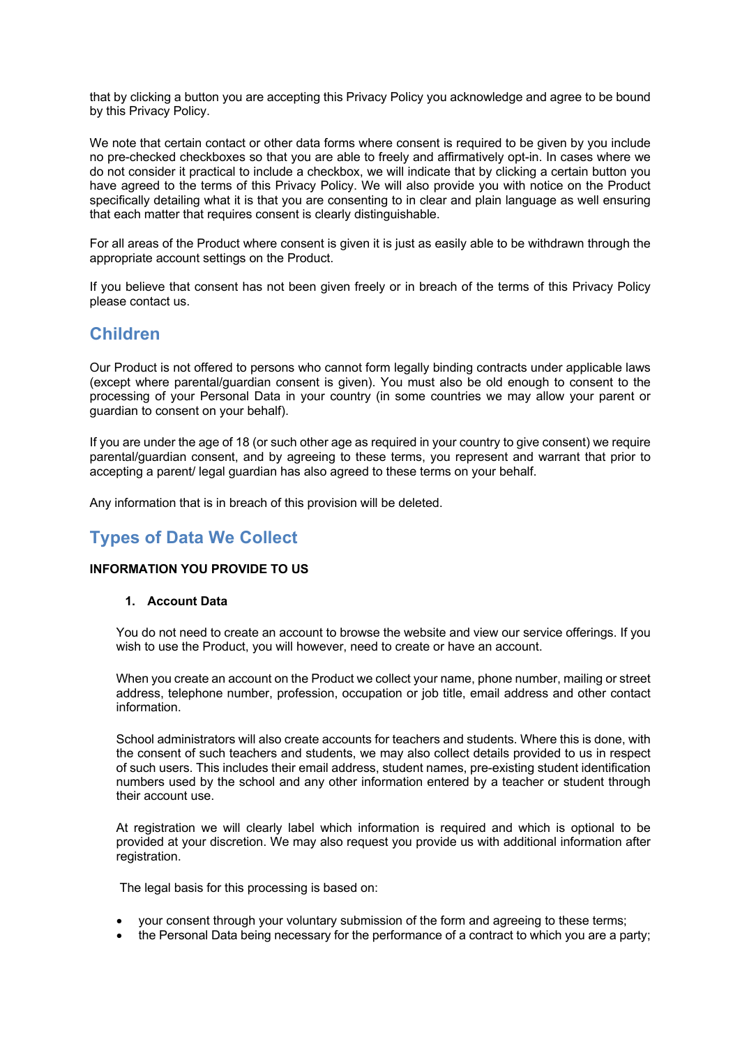that by clicking a button you are accepting this Privacy Policy you acknowledge and agree to be bound by this Privacy Policy.

We note that certain contact or other data forms where consent is required to be given by you include no pre-checked checkboxes so that you are able to freely and affirmatively opt-in. In cases where we do not consider it practical to include a checkbox, we will indicate that by clicking a certain button you have agreed to the terms of this Privacy Policy. We will also provide you with notice on the Product specifically detailing what it is that you are consenting to in clear and plain language as well ensuring that each matter that requires consent is clearly distinguishable.

For all areas of the Product where consent is given it is just as easily able to be withdrawn through the appropriate account settings on the Product.

If you believe that consent has not been given freely or in breach of the terms of this Privacy Policy please contact us.

## Children

Our Product is not offered to persons who cannot form legally binding contracts under applicable laws (except where parental/guardian consent is given). You must also be old enough to consent to the processing of your Personal Data in your country (in some countries we may allow your parent or guardian to consent on your behalf).

If you are under the age of 18 (or such other age as required in your country to give consent) we require parental/guardian consent, and by agreeing to these terms, you represent and warrant that prior to accepting a parent/ legal guardian has also agreed to these terms on your behalf.

Any information that is in breach of this provision will be deleted.

## Types of Data We Collect

**INFORMATION YOU PROVIDE TO US**

1. **Account Data**

You do not need to create an account to browse the website and view our service offerings. If you wish to use the Product, you will however, need to create or have an account.

When you create an account on the Product we collect your name, phone number, mailing or street address, telephone number, profession, occupation or job title, email address and other contact information.

School administrators will also create accounts for teachers and students. Where this is done, with the consent of such teachers and students, we may also collect details provided to us in respect of such users. This includes their email address, student names, pre-existing student identification numbers used by the school and any other information entered by a teacher or student through their account use.

At registration we will clearly label which information is required and which is optional to be provided at your discretion. We may also request you provide us with additional information after registration.

The legal basis for this processing is based on:

- your consent through your voluntary submission of the form and agreeing to these terms;
- the Personal Data being necessary for the performance of a contract to which you are a party;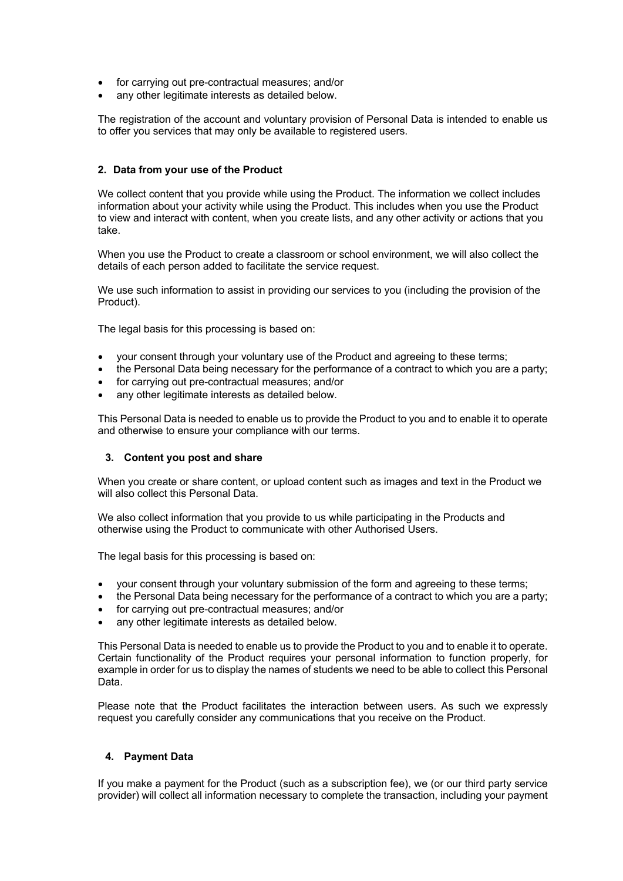- for carrying out pre-contractual measures; and/or
- any other legitimate interests as detailed below.

The registration of the account and voluntary provision of Personal Data is intended to enable us to offer you services that may only be available to registered users.

### 2. Data from your use of the Product

We collect content that you provide while using the Product. The information we collect includes information about your activity while using the Product. This includes when you use the Product to view and interact with content, when you create lists, and any other activity or actions that you take.

When you use the Product to create a classroom or school environment, we will also collect the details of each person added to facilitate the service request.

We use such information to assist in providing our services to you (including the provision of the Product).

The legal basis for this processing is based on:

- your consent through your voluntary use of the Product and agreeing to these terms;
- the Personal Data being necessary for the performance of a contract to which you are a party;
- for carrying out pre-contractual measures; and/or
- any other legitimate interests as detailed below.

This Personal Data is needed to enable us to provide the Product to you and to enable it to operate and otherwise to ensure your compliance with our terms.

### 3. Content you post and share

When you create or share content, or upload content such as images and text in the Product we will also collect this Personal Data.

We also collect information that you provide to us while participating in the Products and otherwise using the Product to communicate with other Authorised Users.

The legal basis for this processing is based on:

- your consent through your voluntary submission of the form and agreeing to these terms;
- the Personal Data being necessary for the performance of a contract to which you are a party;
- for carrying out pre-contractual measures; and/or
- any other legitimate interests as detailed below.

This Personal Data is needed to enable us to provide the Product to you and to enable it to operate. Certain functionality of the Product requires your personal information to function properly, for example in order for us to display the names of students we need to be able to collect this Personal Data.

Please note that the Product facilitates the interaction between users. As such we expressly request you carefully consider any communications that you receive on the Product.

### 4. Payment Data

If you make a payment for the Product (such as a subscription fee), we (or our third party service provider) will collect all information necessary to complete the transaction, including your payment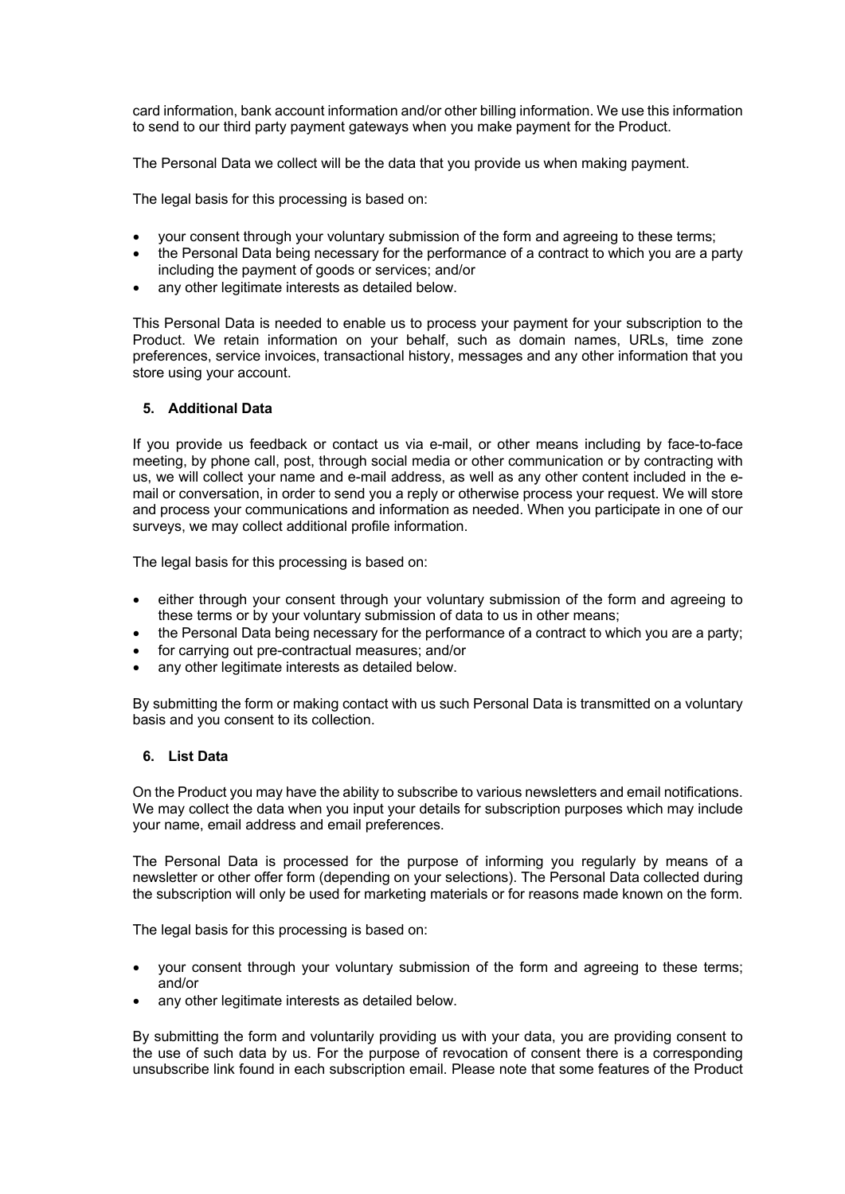card information, bank account information and/or other billing information. We use this information to send to our third party payment gateways when you make payment for the Product.

The Personal Data we collect will be the data that you provide us when making payment.

The legal basis for this processing is based on:

- your consent through your voluntary submission of the form and agreeing to these terms;
- the Personal Data being necessary for the performance of a contract to which you are a party including the payment of goods or services; and/or
- any other legitimate interests as detailed below.

This Personal Data is needed to enable us to process your payment for your subscription to the Product. We retain information on your behalf, such as domain names, URLs, time zone preferences, service invoices, transactional history, messages and any other information that you store using your account.

## 5. Additional Data

If you provide us feedback or contact us via e-mail, or other means including by face-to-face meeting, by phone call, post, through social media or other communication or by contracting with us, we will collect your name and e-mail address, as well as any other content included in the e-mail or conversation, in order to send you a reply or otherwise process your request. We will store and process your communications and information as needed. When you participate in one of our surveys, we may collect additional profile information.

The legal basis for this processing is based on:

- either through your consent through your voluntary submission of the form and agreeing to these terms or by your voluntary submission of data to us in other means;
- the Personal Data being necessary for the performance of a contract to which you are a party;
- for carrying out pre-contractual measures; and/or
- any other legitimate interests as detailed below.

By submitting the form or making contact with us such Personal Data is transmitted on a voluntary basis and you consent to its collection.

## 6. List Data

On the Product you may have the ability to subscribe to various newsletters and email notifications. We may collect the data when you input your details for subscription purposes which may include your name, email address and email preferences.

The Personal Data is processed for the purpose of informing you regularly by means of a newsletter or other offer form (depending on your selections). The Personal Data collected during the subscription will only be used for marketing materials or for reasons made known on the form.

The legal basis for this processing is based on:

- your consent through your voluntary submission of the form and agreeing to these terms; and/or
- any other legitimate interests as detailed below.

By submitting the form and voluntarily providing us with your data, you are providing consent to the use of such data by us. For the purpose of revocation of consent there is a corresponding unsubscribe link found in each subscription email. Please note that some features of the Product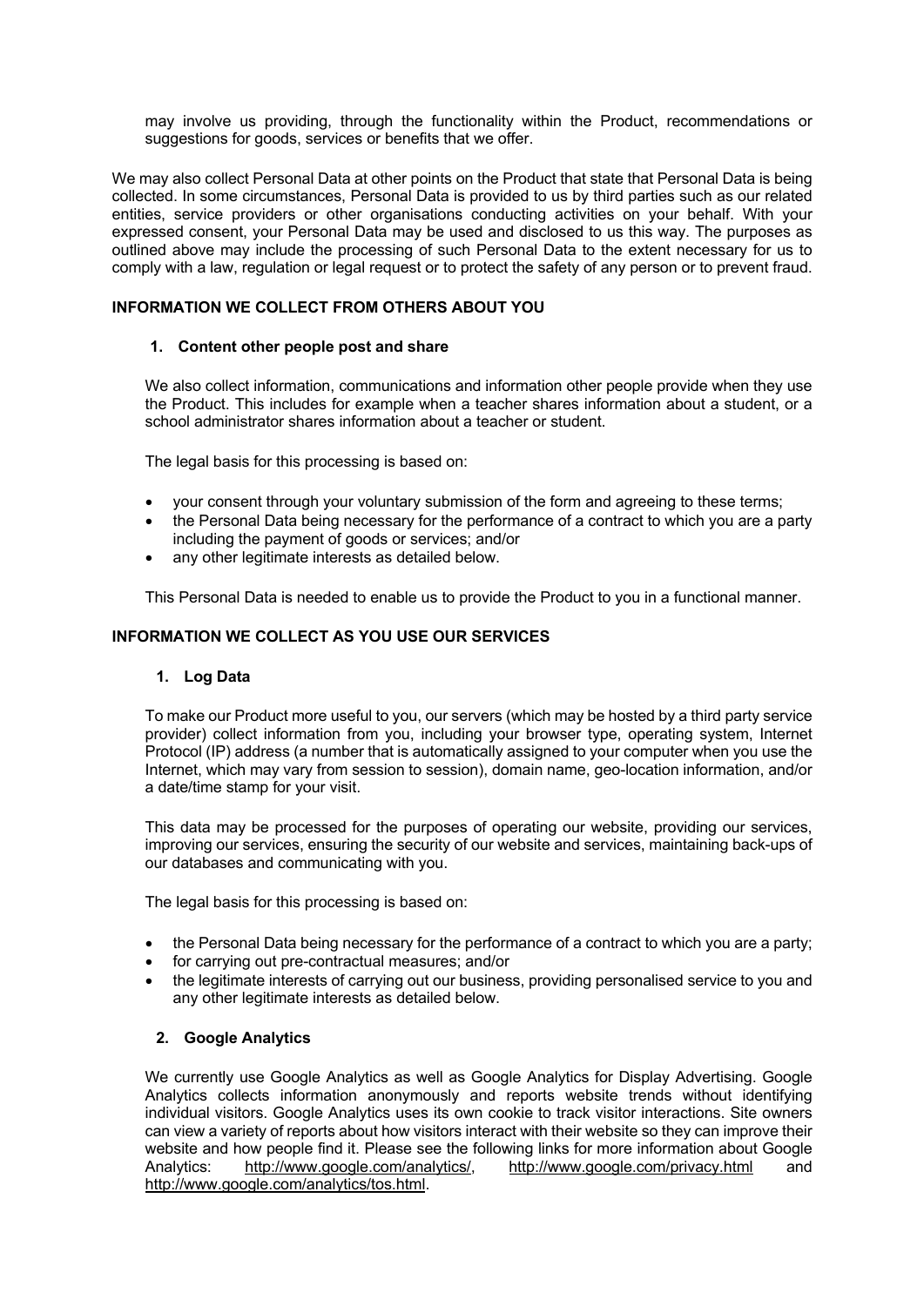may involve us providing, through the functionality within the Product, recommendations or suggestions for goods, services or benefits that we offer.

We may also collect Personal Data at other points on the Product that state that Personal Data is being collected. In some circumstances, Personal Data is provided to us by third parties such as our related entities, service providers or other organisations conducting activities on your behalf. With your expressed consent, your Personal Data may be used and disclosed to us this way. The purposes as outlined above may include the processing of such Personal Data to the extent necessary for us to comply with a law, regulation or legal request or to protect the safety of any person or to prevent fraud.

## INFORMATION WE COLLECT FROM OTHERS ABOUT YOU

### 1. Content other people post and share

We also collect information, communications and information other people provide when they use the Product. This includes for example when a teacher shares information about a student, or a school administrator shares information about a teacher or student.

The legal basis for this processing is based on:

- your consent through your voluntary submission of the form and agreeing to these terms;
- the Personal Data being necessary for the performance of a contract to which you are a party including the payment of goods or services; and/or
- any other legitimate interests as detailed below.

This Personal Data is needed to enable us to provide the Product to you in a functional manner.

## INFORMATION WE COLLECT AS YOU USE OUR SERVICES

### 1. Log Data

To make our Product more useful to you, our servers (which may be hosted by a third party service provider) collect information from you, including your browser type, operating system, Internet Protocol (IP) address (a number that is automatically assigned to your computer when you use the Internet, which may vary from session to session), domain name, geo-location information, and/or a date/time stamp for your visit.

This data may be processed for the purposes of operating our website, providing our services, improving our services, ensuring the security of our website and services, maintaining back-ups of our databases and communicating with you.

The legal basis for this processing is based on:

- the Personal Data being necessary for the performance of a contract to which you are a party;
- for carrying out pre-contractual measures; and/or
- the legitimate interests of carrying out our business, providing personalised service to you and any other legitimate interests as detailed below.

### 2. Google Analytics

We currently use Google Analytics as well as Google Analytics for Display Advertising. Google Analytics collects information anonymously and reports website trends without identifying individual visitors. Google Analytics uses its own cookie to track visitor interactions. Site owners can view a variety of reports about how visitors interact with their website so they can improve their website and how people find it. Please see the following links for more information about Google Analytics: http://www.google.com/analytics/, http://www.google.com/privacy.html and http://www.google.com/analytics/tos.html.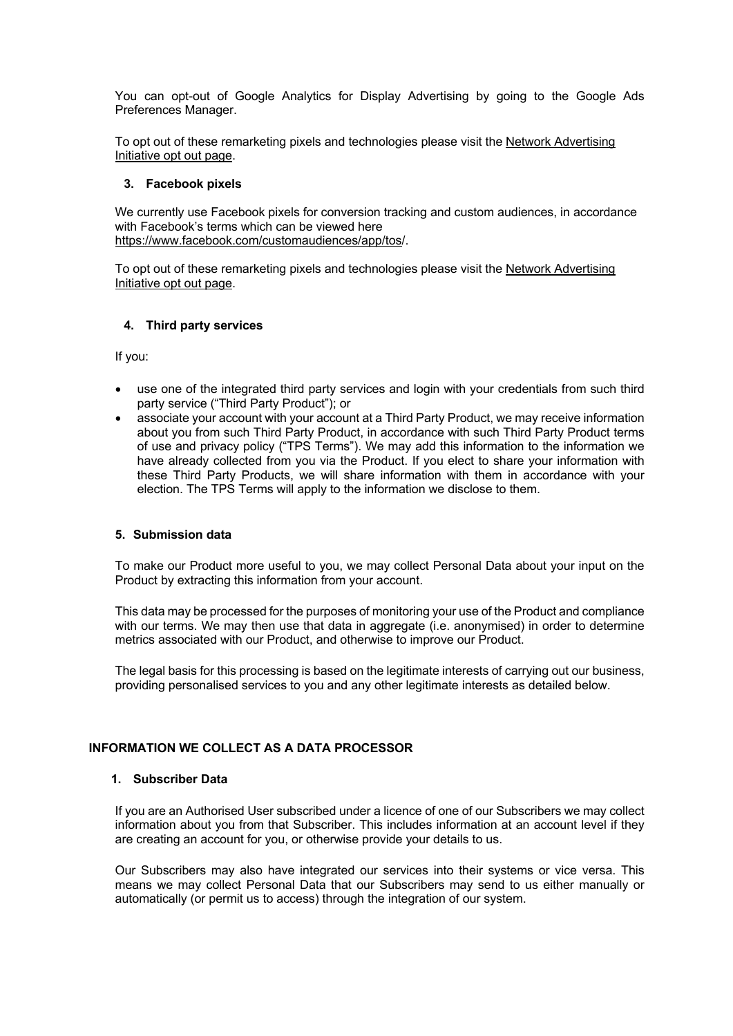You can opt-out of Google Analytics for Display Advertising by going to the Google Ads Preferences Manager.

To opt out of these remarketing pixels and technologies please visit the Network Advertising Initiative opt out page.

### 3. Facebook pixels

We currently use Facebook pixels for conversion tracking and custom audiences, in accordance with Facebook's terms which can be viewed here https://www.facebook.com/customaudiences/app/tos/.

To opt out of these remarketing pixels and technologies please visit the Network Advertising Initiative opt out page.

### 4. Third party services

If you:

- use one of the integrated third party services and login with your credentials from such third party service ("Third Party Product"); or
- associate your account with your account at a Third Party Product, we may receive information about you from such Third Party Product, in accordance with such Third Party Product terms of use and privacy policy ("TPS Terms"). We may add this information to the information we have already collected from you via the Product. If you elect to share your information with these Third Party Products, we will share information with them in accordance with your election. The TPS Terms will apply to the information we disclose to them.

### 5. Submission data

To make our Product more useful to you, we may collect Personal Data about your input on the Product by extracting this information from your account.

This data may be processed for the purposes of monitoring your use of the Product and compliance with our terms. We may then use that data in aggregate (i.e. anonymised) in order to determine metrics associated with our Product, and otherwise to improve our Product.

The legal basis for this processing is based on the legitimate interests of carrying out our business, providing personalised services to you and any other legitimate interests as detailed below.

## INFORMATION WE COLLECT AS A DATA PROCESSOR

### 1. Subscriber Data

If you are an Authorised User subscribed under a licence of one of our Subscribers we may collect information about you from that Subscriber. This includes information at an account level if they are creating an account for you, or otherwise provide your details to us.

Our Subscribers may also have integrated our services into their systems or vice versa. This means we may collect Personal Data that our Subscribers may send to us either manually or automatically (or permit us to access) through the integration of our system.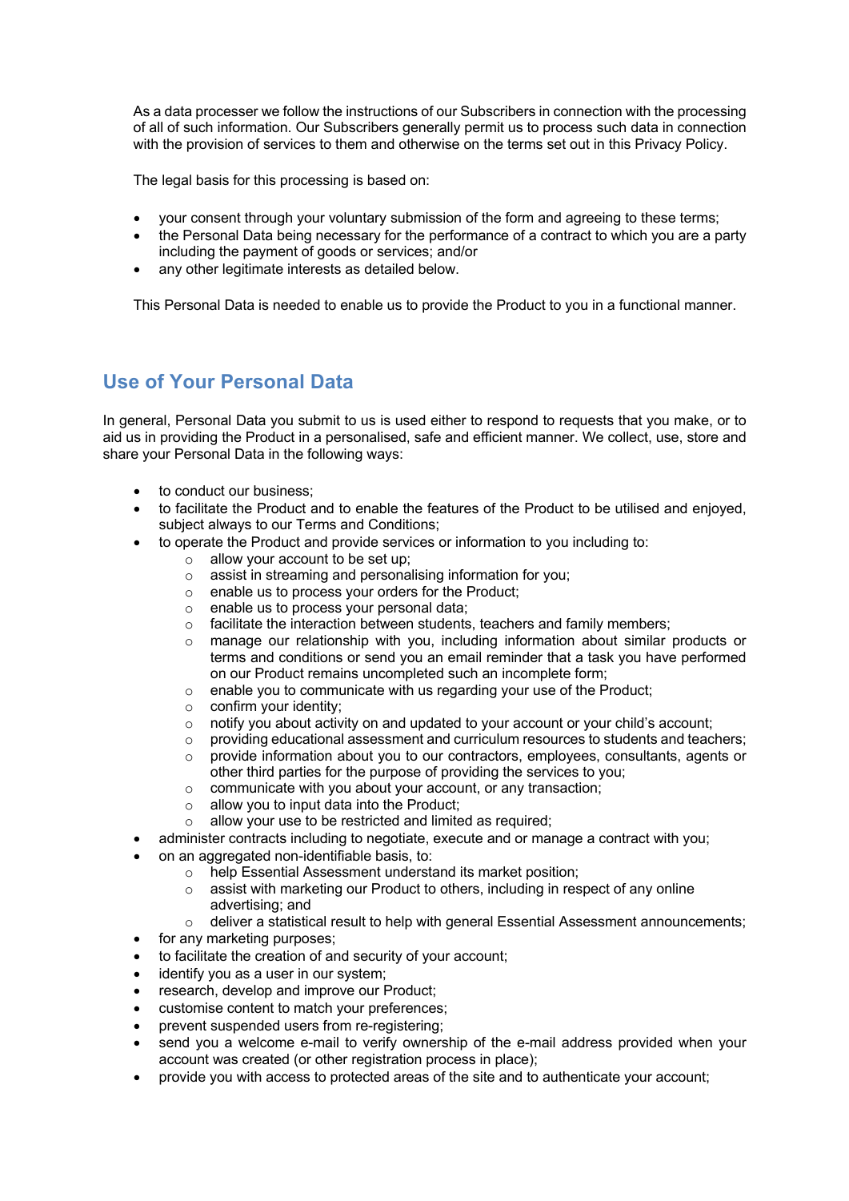As a data processer we follow the instructions of our Subscribers in connection with the processing of all of such information. Our Subscribers generally permit us to process such data in connection with the provision of services to them and otherwise on the terms set out in this Privacy Policy.

The legal basis for this processing is based on:

- your consent through your voluntary submission of the form and agreeing to these terms;
- the Personal Data being necessary for the performance of a contract to which you are a party including the payment of goods or services; and/or
- any other legitimate interests as detailed below.

This Personal Data is needed to enable us to provide the Product to you in a functional manner.

## Use of Your Personal Data

In general, Personal Data you submit to us is used either to respond to requests that you make, or to aid us in providing the Product in a personalised, safe and efficient manner. We collect, use, store and share your Personal Data in the following ways:

- to conduct our business;
- to facilitate the Product and to enable the features of the Product to be utilised and enjoyed, subject always to our Terms and Conditions;
- to operate the Product and provide services or information to you including to:
  - allow your account to be set up;
  - assist in streaming and personalising information for you;
  - enable us to process your orders for the Product;
  - enable us to process your personal data;
  - facilitate the interaction between students, teachers and family members;
  - manage our relationship with you, including information about similar products or terms and conditions or send you an email reminder that a task you have performed on our Product remains uncompleted such an incomplete form;
  - enable you to communicate with us regarding your use of the Product;
  - confirm your identity;
  - notify you about activity on and updated to your account or your child's account;
  - providing educational assessment and curriculum resources to students and teachers;
  - provide information about you to our contractors, employees, consultants, agents or other third parties for the purpose of providing the services to you;
  - communicate with you about your account, or any transaction;
  - allow you to input data into the Product;
  - allow your use to be restricted and limited as required;
- administer contracts including to negotiate, execute and or manage a contract with you;
- on an aggregated non-identifiable basis, to:
  - help Essential Assessment understand its market position;
  - assist with marketing our Product to others, including in respect of any online advertising; and
  - deliver a statistical result to help with general Essential Assessment announcements;
- for any marketing purposes;
- to facilitate the creation of and security of your account;
- identify you as a user in our system;
- research, develop and improve our Product;
- customise content to match your preferences;
- prevent suspended users from re-registering;
- send you a welcome e-mail to verify ownership of the e-mail address provided when your account was created (or other registration process in place);
- provide you with access to protected areas of the site and to authenticate your account;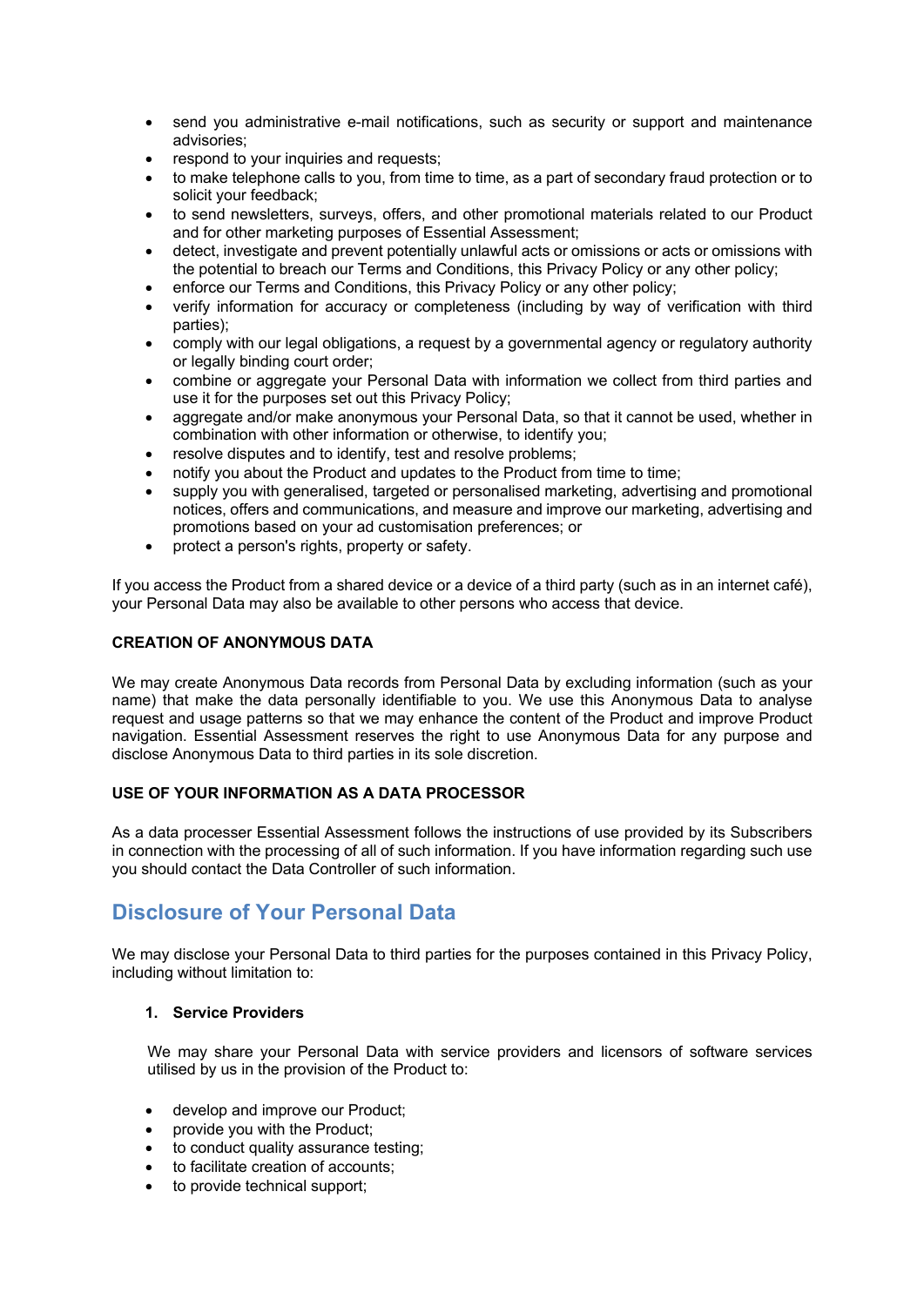- send you administrative e-mail notifications, such as security or support and maintenance advisories;
- respond to your inquiries and requests;
- to make telephone calls to you, from time to time, as a part of secondary fraud protection or to solicit your feedback;
- to send newsletters, surveys, offers, and other promotional materials related to our Product and for other marketing purposes of Essential Assessment;
- detect, investigate and prevent potentially unlawful acts or omissions or acts or omissions with the potential to breach our Terms and Conditions, this Privacy Policy or any other policy;
- enforce our Terms and Conditions, this Privacy Policy or any other policy;
- verify information for accuracy or completeness (including by way of verification with third parties);
- comply with our legal obligations, a request by a governmental agency or regulatory authority or legally binding court order;
- combine or aggregate your Personal Data with information we collect from third parties and use it for the purposes set out this Privacy Policy;
- aggregate and/or make anonymous your Personal Data, so that it cannot be used, whether in combination with other information or otherwise, to identify you;
- resolve disputes and to identify, test and resolve problems;
- notify you about the Product and updates to the Product from time to time;
- supply you with generalised, targeted or personalised marketing, advertising and promotional notices, offers and communications, and measure and improve our marketing, advertising and promotions based on your ad customisation preferences; or
- protect a person's rights, property or safety.

If you access the Product from a shared device or a device of a third party (such as in an internet café), your Personal Data may also be available to other persons who access that device.

**CREATION OF ANONYMOUS DATA**

We may create Anonymous Data records from Personal Data by excluding information (such as your name) that make the data personally identifiable to you. We use this Anonymous Data to analyse request and usage patterns so that we may enhance the content of the Product and improve Product navigation. Essential Assessment reserves the right to use Anonymous Data for any purpose and disclose Anonymous Data to third parties in its sole discretion.

**USE OF YOUR INFORMATION AS A DATA PROCESSOR**

As a data processer Essential Assessment follows the instructions of use provided by its Subscribers in connection with the processing of all of such information. If you have information regarding such use you should contact the Data Controller of such information.

## Disclosure of Your Personal Data

We may disclose your Personal Data to third parties for the purposes contained in this Privacy Policy, including without limitation to:

1. **Service Providers**

   We may share your Personal Data with service providers and licensors of software services utilised by us in the provision of the Product to:

- develop and improve our Product;
- provide you with the Product;
- to conduct quality assurance testing;
- to facilitate creation of accounts;
- to provide technical support;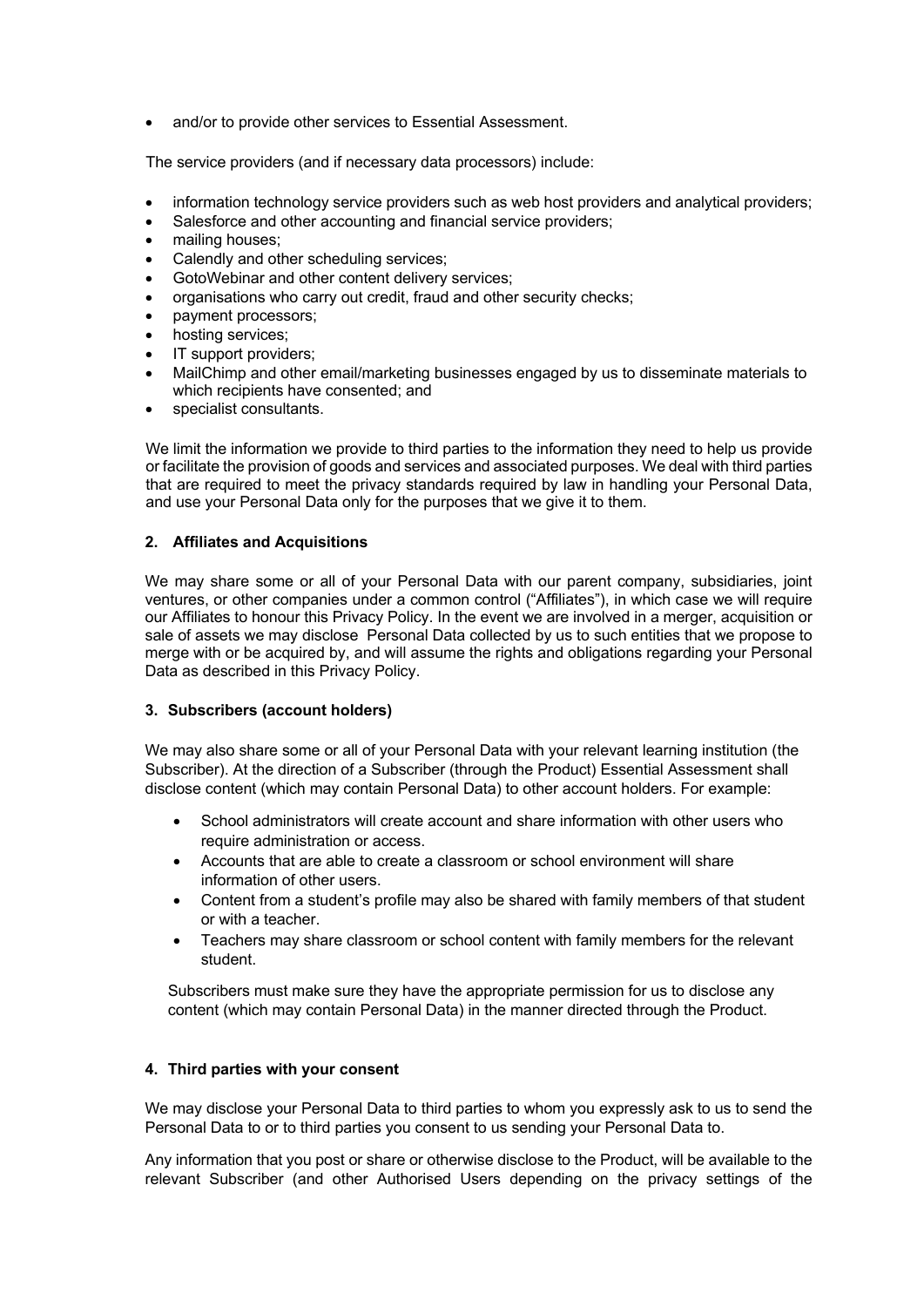- and/or to provide other services to Essential Assessment.

The service providers (and if necessary data processors) include:

- information technology service providers such as web host providers and analytical providers;
- Salesforce and other accounting and financial service providers;
- mailing houses;
- Calendly and other scheduling services;
- GotoWebinar and other content delivery services;
- organisations who carry out credit, fraud and other security checks;
- payment processors;
- hosting services;
- IT support providers;
- MailChimp and other email/marketing businesses engaged by us to disseminate materials to which recipients have consented; and
- specialist consultants.

We limit the information we provide to third parties to the information they need to help us provide or facilitate the provision of goods and services and associated purposes. We deal with third parties that are required to meet the privacy standards required by law in handling your Personal Data, and use your Personal Data only for the purposes that we give it to them.

**2. Affiliates and Acquisitions**

We may share some or all of your Personal Data with our parent company, subsidiaries, joint ventures, or other companies under a common control ("Affiliates"), in which case we will require our Affiliates to honour this Privacy Policy. In the event we are involved in a merger, acquisition or sale of assets we may disclose Personal Data collected by us to such entities that we propose to merge with or be acquired by, and will assume the rights and obligations regarding your Personal Data as described in this Privacy Policy.

**3. Subscribers (account holders)**

We may also share some or all of your Personal Data with your relevant learning institution (the Subscriber). At the direction of a Subscriber (through the Product) Essential Assessment shall disclose content (which may contain Personal Data) to other account holders. For example:

- School administrators will create account and share information with other users who require administration or access.
- Accounts that are able to create a classroom or school environment will share information of other users.
- Content from a student's profile may also be shared with family members of that student or with a teacher.
- Teachers may share classroom or school content with family members for the relevant student.

Subscribers must make sure they have the appropriate permission for us to disclose any content (which may contain Personal Data) in the manner directed through the Product.

**4. Third parties with your consent**

We may disclose your Personal Data to third parties to whom you expressly ask to us to send the Personal Data to or to third parties you consent to us sending your Personal Data to.

Any information that you post or share or otherwise disclose to the Product, will be available to the relevant Subscriber (and other Authorised Users depending on the privacy settings of the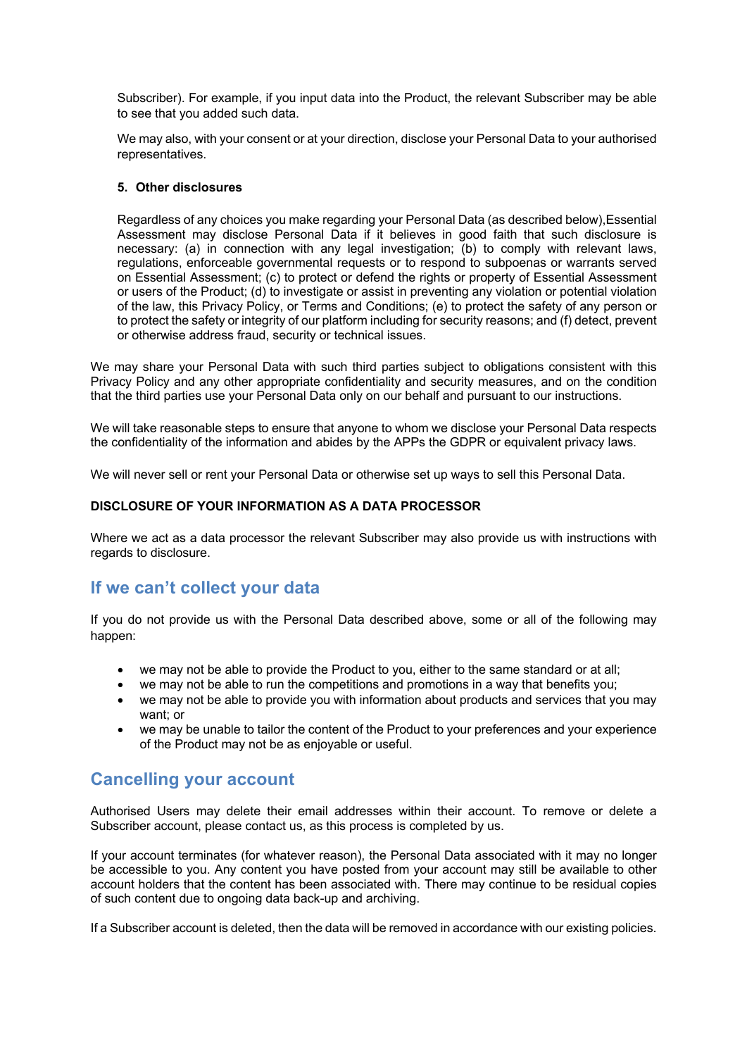Subscriber). For example, if you input data into the Product, the relevant Subscriber may be able to see that you added such data.

We may also, with your consent or at your direction, disclose your Personal Data to your authorised representatives.

**5. Other disclosures**

Regardless of any choices you make regarding your Personal Data (as described below),Essential Assessment may disclose Personal Data if it believes in good faith that such disclosure is necessary: (a) in connection with any legal investigation; (b) to comply with relevant laws, regulations, enforceable governmental requests or to respond to subpoenas or warrants served on Essential Assessment; (c) to protect or defend the rights or property of Essential Assessment or users of the Product; (d) to investigate or assist in preventing any violation or potential violation of the law, this Privacy Policy, or Terms and Conditions; (e) to protect the safety of any person or to protect the safety or integrity of our platform including for security reasons; and (f) detect, prevent or otherwise address fraud, security or technical issues.

We may share your Personal Data with such third parties subject to obligations consistent with this Privacy Policy and any other appropriate confidentiality and security measures, and on the condition that the third parties use your Personal Data only on our behalf and pursuant to our instructions.

We will take reasonable steps to ensure that anyone to whom we disclose your Personal Data respects the confidentiality of the information and abides by the APPs the GDPR or equivalent privacy laws.

We will never sell or rent your Personal Data or otherwise set up ways to sell this Personal Data.

**DISCLOSURE OF YOUR INFORMATION AS A DATA PROCESSOR**

Where we act as a data processor the relevant Subscriber may also provide us with instructions with regards to disclosure.

## If we can't collect your data

If you do not provide us with the Personal Data described above, some or all of the following may happen:

- we may not be able to provide the Product to you, either to the same standard or at all;
- we may not be able to run the competitions and promotions in a way that benefits you;
- we may not be able to provide you with information about products and services that you may want; or
- we may be unable to tailor the content of the Product to your preferences and your experience of the Product may not be as enjoyable or useful.

## Cancelling your account

Authorised Users may delete their email addresses within their account. To remove or delete a Subscriber account, please contact us, as this process is completed by us.

If your account terminates (for whatever reason), the Personal Data associated with it may no longer be accessible to you. Any content you have posted from your account may still be available to other account holders that the content has been associated with. There may continue to be residual copies of such content due to ongoing data back-up and archiving.

If a Subscriber account is deleted, then the data will be removed in accordance with our existing policies.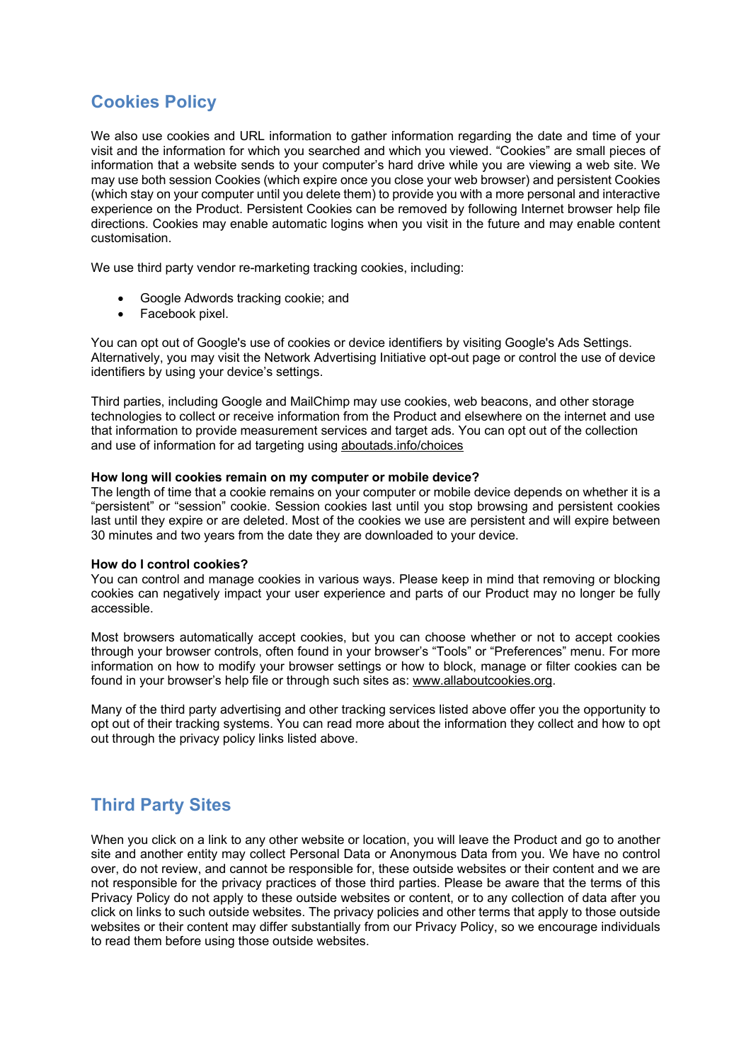## Cookies Policy

We also use cookies and URL information to gather information regarding the date and time of your visit and the information for which you searched and which you viewed. “Cookies” are small pieces of information that a website sends to your computer’s hard drive while you are viewing a web site. We may use both session Cookies (which expire once you close your web browser) and persistent Cookies (which stay on your computer until you delete them) to provide you with a more personal and interactive experience on the Product. Persistent Cookies can be removed by following Internet browser help file directions. Cookies may enable automatic logins when you visit in the future and may enable content customisation.

We use third party vendor re-marketing tracking cookies, including:

- Google Adwords tracking cookie; and
- Facebook pixel.

You can opt out of Google's use of cookies or device identifiers by visiting Google's Ads Settings. Alternatively, you may visit the Network Advertising Initiative opt-out page or control the use of device identifiers by using your device’s settings.

Third parties, including Google and MailChimp may use cookies, web beacons, and other storage technologies to collect or receive information from the Product and elsewhere on the internet and use that information to provide measurement services and target ads. You can opt out of the collection and use of information for ad targeting using aboutads.info/choices

**How long will cookies remain on my computer or mobile device?**
The length of time that a cookie remains on your computer or mobile device depends on whether it is a “persistent” or “session” cookie. Session cookies last until you stop browsing and persistent cookies last until they expire or are deleted. Most of the cookies we use are persistent and will expire between 30 minutes and two years from the date they are downloaded to your device.

**How do I control cookies?**
You can control and manage cookies in various ways. Please keep in mind that removing or blocking cookies can negatively impact your user experience and parts of our Product may no longer be fully accessible.

Most browsers automatically accept cookies, but you can choose whether or not to accept cookies through your browser controls, often found in your browser’s “Tools” or “Preferences” menu. For more information on how to modify your browser settings or how to block, manage or filter cookies can be found in your browser’s help file or through such sites as: www.allaboutcookies.org.

Many of the third party advertising and other tracking services listed above offer you the opportunity to opt out of their tracking systems. You can read more about the information they collect and how to opt out through the privacy policy links listed above.

## Third Party Sites

When you click on a link to any other website or location, you will leave the Product and go to another site and another entity may collect Personal Data or Anonymous Data from you. We have no control over, do not review, and cannot be responsible for, these outside websites or their content and we are not responsible for the privacy practices of those third parties. Please be aware that the terms of this Privacy Policy do not apply to these outside websites or content, or to any collection of data after you click on links to such outside websites. The privacy policies and other terms that apply to those outside websites or their content may differ substantially from our Privacy Policy, so we encourage individuals to read them before using those outside websites.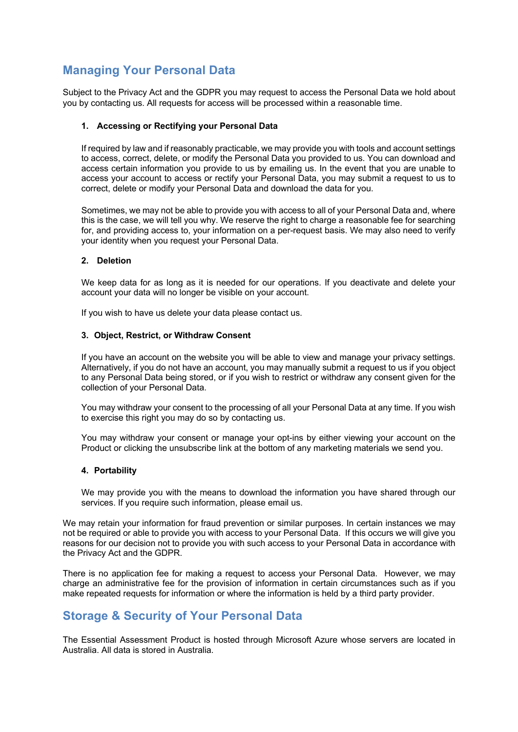## Managing Your Personal Data

Subject to the Privacy Act and the GDPR you may request to access the Personal Data we hold about you by contacting us. All requests for access will be processed within a reasonable time.

### 1. Accessing or Rectifying your Personal Data

If required by law and if reasonably practicable, we may provide you with tools and account settings to access, correct, delete, or modify the Personal Data you provided to us. You can download and access certain information you provide to us by emailing us. In the event that you are unable to access your account to access or rectify your Personal Data, you may submit a request to us to correct, delete or modify your Personal Data and download the data for you.

Sometimes, we may not be able to provide you with access to all of your Personal Data and, where this is the case, we will tell you why. We reserve the right to charge a reasonable fee for searching for, and providing access to, your information on a per-request basis. We may also need to verify your identity when you request your Personal Data.

### 2. Deletion

We keep data for as long as it is needed for our operations. If you deactivate and delete your account your data will no longer be visible on your account.

If you wish to have us delete your data please contact us.

### 3. Object, Restrict, or Withdraw Consent

If you have an account on the website you will be able to view and manage your privacy settings. Alternatively, if you do not have an account, you may manually submit a request to us if you object to any Personal Data being stored, or if you wish to restrict or withdraw any consent given for the collection of your Personal Data.

You may withdraw your consent to the processing of all your Personal Data at any time. If you wish to exercise this right you may do so by contacting us.

You may withdraw your consent or manage your opt-ins by either viewing your account on the Product or clicking the unsubscribe link at the bottom of any marketing materials we send you.

### 4. Portability

We may provide you with the means to download the information you have shared through our services. If you require such information, please email us.

We may retain your information for fraud prevention or similar purposes. In certain instances we may not be required or able to provide you with access to your Personal Data. If this occurs we will give you reasons for our decision not to provide you with such access to your Personal Data in accordance with the Privacy Act and the GDPR.

There is no application fee for making a request to access your Personal Data. However, we may charge an administrative fee for the provision of information in certain circumstances such as if you make repeated requests for information or where the information is held by a third party provider.

## Storage & Security of Your Personal Data

The Essential Assessment Product is hosted through Microsoft Azure whose servers are located in Australia. All data is stored in Australia.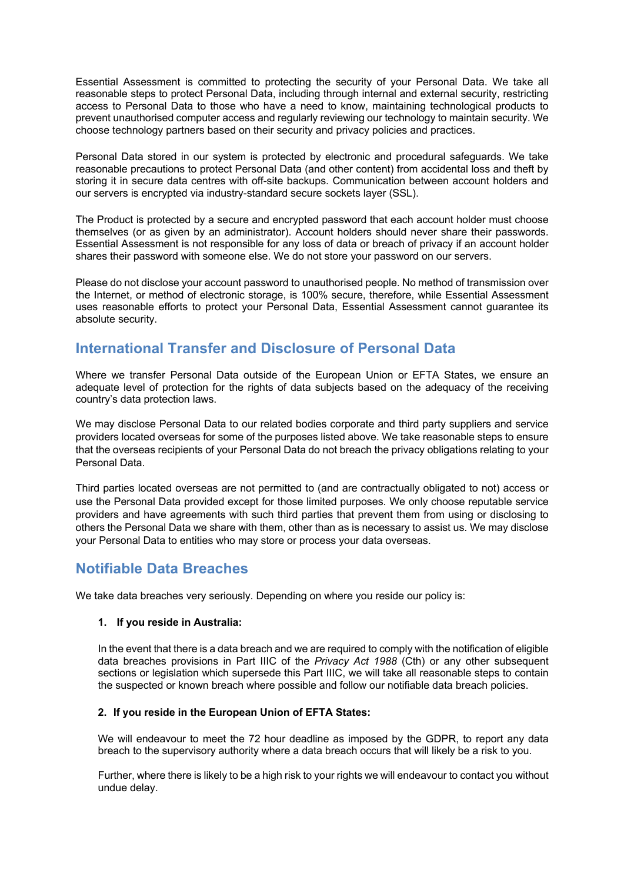Essential Assessment is committed to protecting the security of your Personal Data. We take all reasonable steps to protect Personal Data, including through internal and external security, restricting access to Personal Data to those who have a need to know, maintaining technological products to prevent unauthorised computer access and regularly reviewing our technology to maintain security. We choose technology partners based on their security and privacy policies and practices.

Personal Data stored in our system is protected by electronic and procedural safeguards. We take reasonable precautions to protect Personal Data (and other content) from accidental loss and theft by storing it in secure data centres with off-site backups. Communication between account holders and our servers is encrypted via industry-standard secure sockets layer (SSL).

The Product is protected by a secure and encrypted password that each account holder must choose themselves (or as given by an administrator). Account holders should never share their passwords. Essential Assessment is not responsible for any loss of data or breach of privacy if an account holder shares their password with someone else. We do not store your password on our servers.

Please do not disclose your account password to unauthorised people. No method of transmission over the Internet, or method of electronic storage, is 100% secure, therefore, while Essential Assessment uses reasonable efforts to protect your Personal Data, Essential Assessment cannot guarantee its absolute security.

## International Transfer and Disclosure of Personal Data

Where we transfer Personal Data outside of the European Union or EFTA States, we ensure an adequate level of protection for the rights of data subjects based on the adequacy of the receiving country's data protection laws.

We may disclose Personal Data to our related bodies corporate and third party suppliers and service providers located overseas for some of the purposes listed above. We take reasonable steps to ensure that the overseas recipients of your Personal Data do not breach the privacy obligations relating to your Personal Data.

Third parties located overseas are not permitted to (and are contractually obligated to not) access or use the Personal Data provided except for those limited purposes. We only choose reputable service providers and have agreements with such third parties that prevent them from using or disclosing to others the Personal Data we share with them, other than as is necessary to assist us. We may disclose your Personal Data to entities who may store or process your data overseas.

## Notifiable Data Breaches

We take data breaches very seriously. Depending on where you reside our policy is:

1. **If you reside in Australia:**

   In the event that there is a data breach and we are required to comply with the notification of eligible data breaches provisions in Part IIIC of the *Privacy Act 1988* (Cth) or any other subsequent sections or legislation which supersede this Part IIIC, we will take all reasonable steps to contain the suspected or known breach where possible and follow our notifiable data breach policies.

2. **If you reside in the European Union of EFTA States:**

   We will endeavour to meet the 72 hour deadline as imposed by the GDPR, to report any data breach to the supervisory authority where a data breach occurs that will likely be a risk to you.

   Further, where there is likely to be a high risk to your rights we will endeavour to contact you without undue delay.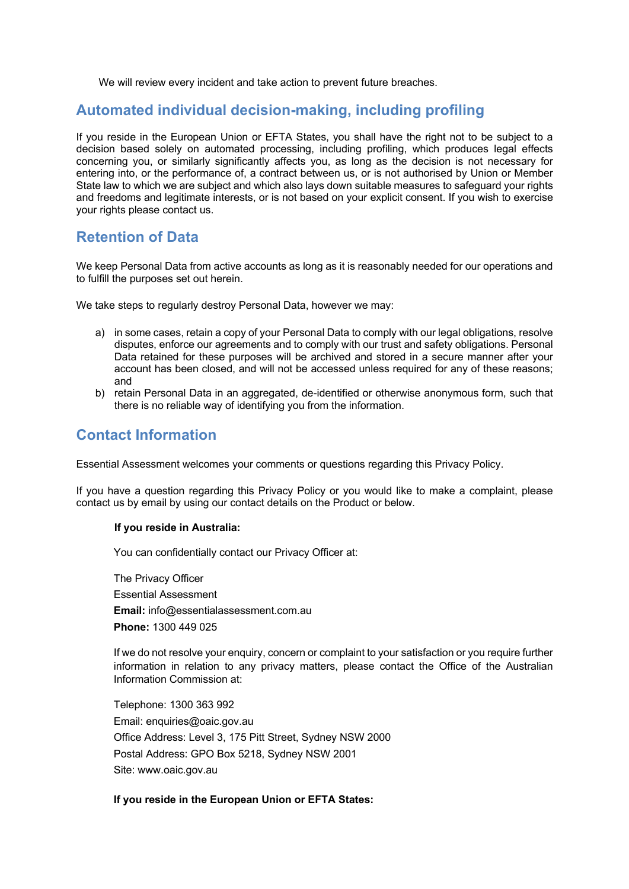We will review every incident and take action to prevent future breaches.

## Automated individual decision-making, including profiling

If you reside in the European Union or EFTA States, you shall have the right not to be subject to a decision based solely on automated processing, including profiling, which produces legal effects concerning you, or similarly significantly affects you, as long as the decision is not necessary for entering into, or the performance of, a contract between us, or is not authorised by Union or Member State law to which we are subject and which also lays down suitable measures to safeguard your rights and freedoms and legitimate interests, or is not based on your explicit consent. If you wish to exercise your rights please contact us.

## Retention of Data

We keep Personal Data from active accounts as long as it is reasonably needed for our operations and to fulfill the purposes set out herein.

We take steps to regularly destroy Personal Data, however we may:

a) in some cases, retain a copy of your Personal Data to comply with our legal obligations, resolve disputes, enforce our agreements and to comply with our trust and safety obligations. Personal Data retained for these purposes will be archived and stored in a secure manner after your account has been closed, and will not be accessed unless required for any of these reasons; and
b) retain Personal Data in an aggregated, de-identified or otherwise anonymous form, such that there is no reliable way of identifying you from the information.

## Contact Information

Essential Assessment welcomes your comments or questions regarding this Privacy Policy.

If you have a question regarding this Privacy Policy or you would like to make a complaint, please contact us by email by using our contact details on the Product or below.

**If you reside in Australia:**

You can confidentially contact our Privacy Officer at:

The Privacy Officer
Essential Assessment
**Email:** info@essentialassessment.com.au
**Phone:** 1300 449 025

If we do not resolve your enquiry, concern or complaint to your satisfaction or you require further information in relation to any privacy matters, please contact the Office of the Australian Information Commission at:

Telephone: 1300 363 992
Email: enquiries@oaic.gov.au
Office Address: Level 3, 175 Pitt Street, Sydney NSW 2000
Postal Address: GPO Box 5218, Sydney NSW 2001
Site: www.oaic.gov.au

**If you reside in the European Union or EFTA States:**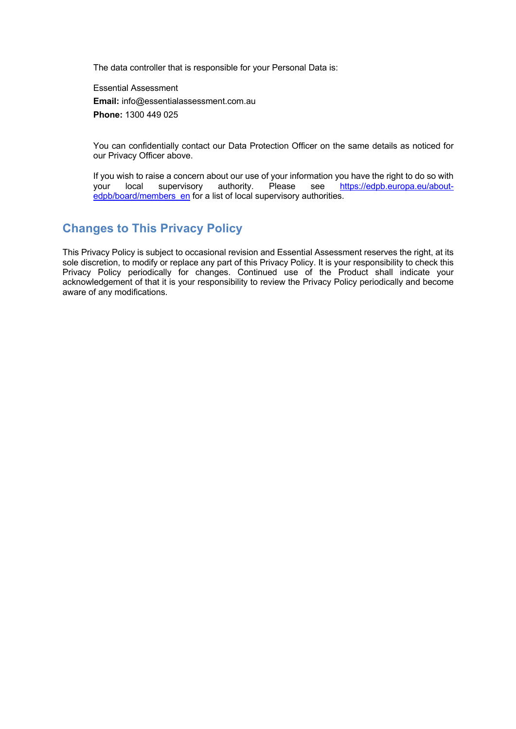The data controller that is responsible for your Personal Data is:

Essential Assessment
**Email:** info@essentialassessment.com.au
**Phone:** 1300 449 025

You can confidentially contact our Data Protection Officer on the same details as noticed for our Privacy Officer above.

If you wish to raise a concern about our use of your information you have the right to do so with your local supervisory authority. Please see [https://edpb.europa.eu/about-edpb/board/members_en](https://edpb.europa.eu/about-edpb/board/members_en) for a list of local supervisory authorities.

## Changes to This Privacy Policy

This Privacy Policy is subject to occasional revision and Essential Assessment reserves the right, at its sole discretion, to modify or replace any part of this Privacy Policy. It is your responsibility to check this Privacy Policy periodically for changes. Continued use of the Product shall indicate your acknowledgement of that it is your responsibility to review the Privacy Policy periodically and become aware of any modifications.